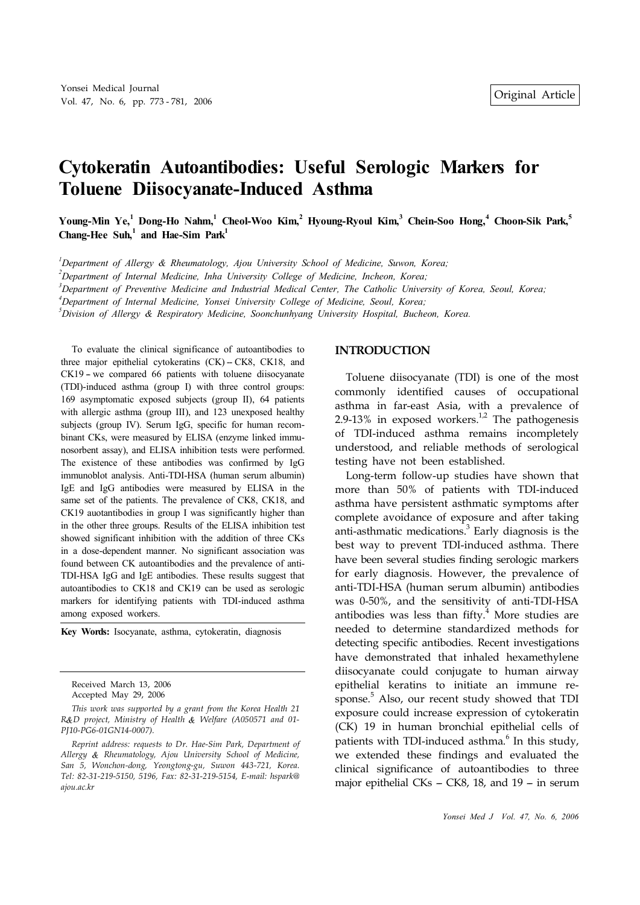Original Article

# Cytokeratin Autoantibodies: Useful Serologic Markers for Toluene Diisocyanate-Induced Asthma

**Young-Min Ye,[1] Dong-Ho Nahm,[1] Cheol-Woo Kim,[2] Hyoung-Ryoul Kim,[3] Chein-Soo Hong,[4] Choon-Sik Park,[5] Chang-Hee Suh,[1] and Hae-Sim Park[1]**

*[1]Department of Allergy & Rheumatology, Ajou University School of Medicine, Suwon, Korea;*
*[2]Department of Internal Medicine, Inha University College of Medicine, Incheon, Korea;*
*[3]Department of Preventive Medicine and Industrial Medical Center, The Catholic University of Korea, Seoul, Korea;*
*[4]Department of Internal Medicine, Yonsei University College of Medicine, Seoul, Korea;*
*[5]Division of Allergy & Respiratory Medicine, Soonchunhyang University Hospital, Bucheon, Korea.*

To evaluate the clinical significance of autoantibodies to three major epithelial cytokeratins (CK) – CK8, CK18, and CK19 – we compared 66 patients with toluene diisocyanate (TDI)-induced asthma (group I) with three control groups: 169 asymptomatic exposed subjects (group II), 64 patients with allergic asthma (group III), and 123 unexposed healthy subjects (group IV). Serum IgG, specific for human recombinant CKs, were measured by ELISA (enzyme linked immunosorbent assay), and ELISA inhibition tests were performed. The existence of these antibodies was confirmed by IgG immunoblot analysis. Anti-TDI-HSA (human serum albumin) IgE and IgG antibodies were measured by ELISA in the same set of the patients. The prevalence of CK8, CK18, and CK19 auotantibodies in group I was significantly higher than in the other three groups. Results of the ELISA inhibition test showed significant inhibition with the addition of three CKs in a dose-dependent manner. No significant association was found between CK autoantibodies and the prevalence of anti-TDI-HSA IgG and IgE antibodies. These results suggest that autoantibodies to CK18 and CK19 can be used as serologic markers for identifying patients with TDI-induced asthma among exposed workers.

**Key Words:** Isocyanate, asthma, cytokeratin, diagnosis

Received March 13, 2006
Accepted May 29, 2006

*This work was supported by a grant from the Korea Health 21 R&D project, Ministry of Health & Welfare (A050571 and 01-PJ10-PG6-01GN14-0007).*

*Reprint address: requests to Dr. Hae-Sim Park, Department of Allergy & Rheumatology, Ajou University School of Medicine, San 5, Wonchon-dong, Yeongtong-gu, Suwon 443-721, Korea. Tel: 82-31-219-5150, 5196, Fax: 82-31-219-5154, E-mail: hspark@ajou.ac.kr*

## INTRODUCTION

Toluene diisocyanate (TDI) is one of the most commonly identified causes of occupational asthma in far-east Asia, with a prevalence of 2.9-13% in exposed workers.[1,2] The pathogenesis of TDI-induced asthma remains incompletely understood, and reliable methods of serological testing have not been established.

Long-term follow-up studies have shown that more than 50% of patients with TDI-induced asthma have persistent asthmatic symptoms after complete avoidance of exposure and after taking anti-asthmatic medications.[3] Early diagnosis is the best way to prevent TDI-induced asthma. There have been several studies finding serologic markers for early diagnosis. However, the prevalence of anti-TDI-HSA (human serum albumin) antibodies was 0-50%, and the sensitivity of anti-TDI-HSA antibodies was less than fifty.[4] More studies are needed to determine standardized methods for detecting specific antibodies. Recent investigations have demonstrated that inhaled hexamethylene diisocyanate could conjugate to human airway epithelial keratins to initiate an immune response.[5] Also, our recent study showed that TDI exposure could increase expression of cytokeratin (CK) 19 in human bronchial epithelial cells of patients with TDI-induced asthma.[6] In this study, we extended these findings and evaluated the clinical significance of autoantibodies to three major epithelial CKs – CK8, 18, and 19 – in serum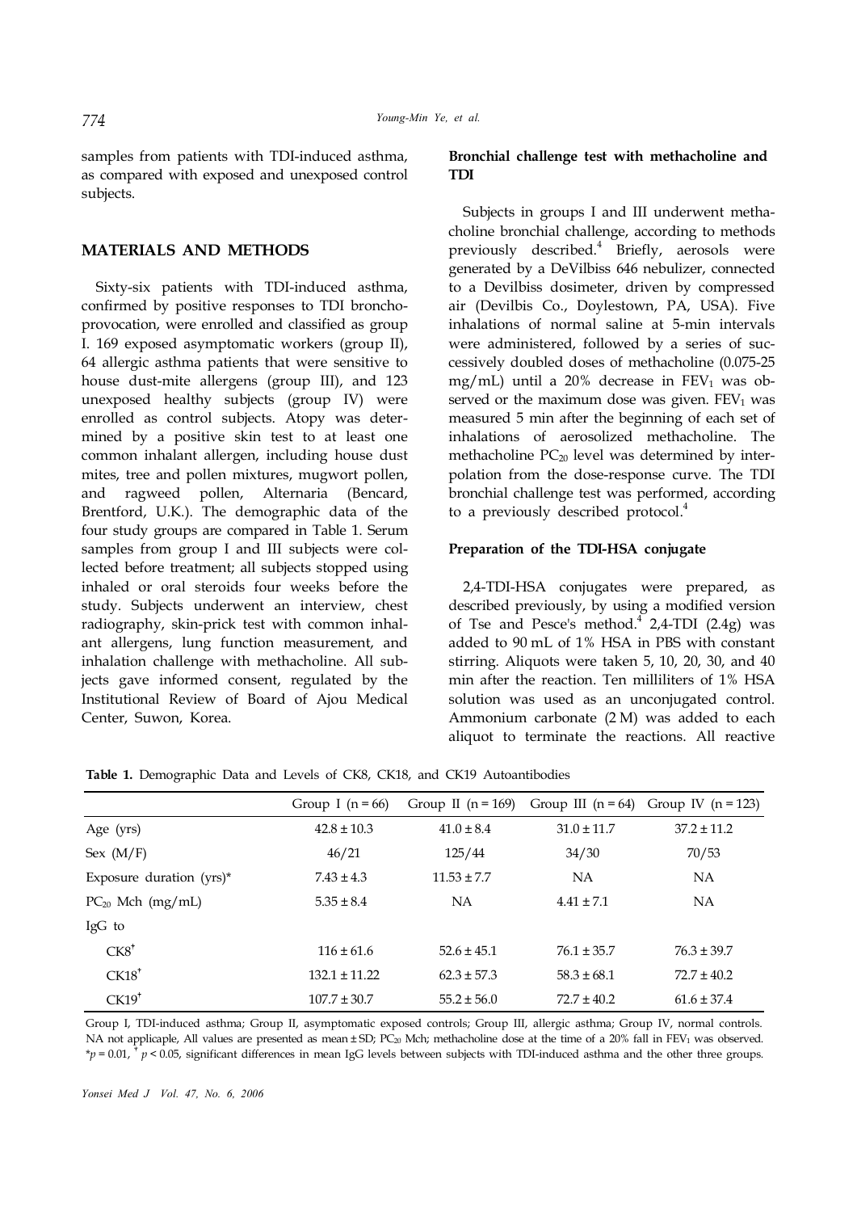samples from patients with TDI-induced asthma, as compared with exposed and unexposed control subjects.

## MATERIALS AND METHODS

Sixty-six patients with TDI-induced asthma, confirmed by positive responses to TDI bronchoprovocation, were enrolled and classified as group I. 169 exposed asymptomatic workers (group II), 64 allergic asthma patients that were sensitive to house dust-mite allergens (group III), and 123 unexposed healthy subjects (group IV) were enrolled as control subjects. Atopy was determined by a positive skin test to at least one common inhalant allergen, including house dust mites, tree and pollen mixtures, mugwort pollen, and ragweed pollen, Alternaria (Bencard, Brentford, U.K.). The demographic data of the four study groups are compared in Table 1. Serum samples from group I and III subjects were collected before treatment; all subjects stopped using inhaled or oral steroids four weeks before the study. Subjects underwent an interview, chest radiography, skin-prick test with common inhalant allergens, lung function measurement, and inhalation challenge with methacholine. All subjects gave informed consent, regulated by the Institutional Review of Board of Ajou Medical Center, Suwon, Korea.

### Bronchial challenge test with methacholine and TDI

Subjects in groups I and III underwent methacholine bronchial challenge, according to methods previously described.[4] Briefly, aerosols were generated by a DeVilbiss 646 nebulizer, connected to a Devilbiss dosimeter, driven by compressed air (Devilbis Co., Doylestown, PA, USA). Five inhalations of normal saline at 5-min intervals were administered, followed by a series of successively doubled doses of methacholine (0.075-25 mg/mL) until a 20% decrease in $FEV_1$ was observed or the maximum dose was given. $FEV_1$ was measured 5 min after the beginning of each set of inhalations of aerosolized methacholine. The methacholine $PC_{20}$ level was determined by interpolation from the dose-response curve. The TDI bronchial challenge test was performed, according to a previously described protocol.[4]

### Preparation of the TDI-HSA conjugate

2,4-TDI-HSA conjugates were prepared, as described previously, by using a modified version of Tse and Pesce's method.[4] 2,4-TDI (2.4g) was added to 90 mL of 1% HSA in PBS with constant stirring. Aliquots were taken 5, 10, 20, 30, and 40 min after the reaction. Ten milliliters of 1% HSA solution was used as an unconjugated control. Ammonium carbonate (2 M) was added to each aliquot to terminate the reactions. All reactive

**Table 1.** Demographic Data and Levels of CK8, CK18, and CK19 Autoantibodies

| | Group I (n = 66) | Group II (n = 169) | Group III (n = 64) | Group IV (n = 123) |
|---|---|---|---|---|
| Age (yrs) | 42.8 ± 10.3 | 41.0 ± 8.4 | 31.0 ± 11.7 | 37.2 ± 11.2 |
| Sex (M/F) | 46/21 | 125/44 | 34/30 | 70/53 |
| Exposure duration (yrs)* | 7.43 ± 4.3 | 11.53 ± 7.7 | NA | NA |
| $PC_{20}$ Mch (mg/mL) | 5.35 ± 8.4 | NA | 4.41 ± 7.1 | NA |
| IgG to | | | | |
| CK8[†] | 116 ± 61.6 | 52.6 ± 45.1 | 76.1 ± 35.7 | 76.3 ± 39.7 |
| CK18[†] | 132.1 ± 11.22 | 62.3 ± 57.3 | 58.3 ± 68.1 | 72.7 ± 40.2 |
| CK19[†] | 107.7 ± 30.7 | 55.2 ± 56.0 | 72.7 ± 40.2 | 61.6 ± 37.4 |

Group I, TDI-induced asthma; Group II, asymptomatic exposed controls; Group III, allergic asthma; Group IV, normal controls. NA not applicaple, All values are presented as mean ± SD; $PC_{20}$ Mch; methacholine dose at the time of a 20% fall in $FEV_1$ was observed. *$p = 0.01$, [†] $p < 0.05$, significant differences in mean IgG levels between subjects with TDI-induced asthma and the other three groups.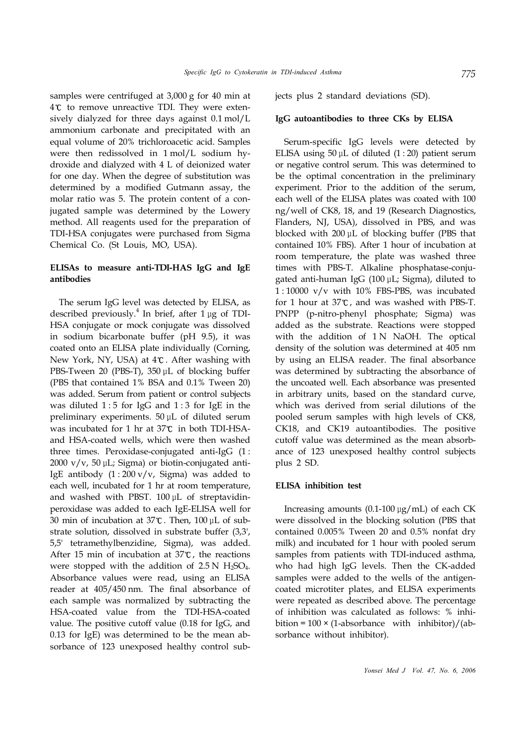samples were centrifuged at 3,000 g for 40 min at 4℃ to remove unreactive TDI. They were extensively dialyzed for three days against 0.1 mol/L ammonium carbonate and precipitated with an equal volume of 20% trichloroacetic acid. Samples were then redissolved in 1 mol/L sodium hydroxide and dialyzed with 4 L of deionized water for one day. When the degree of substitution was determined by a modified Gutmann assay, the molar ratio was 5. The protein content of a conjugated sample was determined by the Lowery method. All reagents used for the preparation of TDI-HSA conjugates were purchased from Sigma Chemical Co. (St Louis, MO, USA).

### ELISAs to measure anti-TDI-HAS IgG and IgE antibodies

The serum IgG level was detected by ELISA, as described previously.[4] In brief, after 1 µg of TDI-HSA conjugate or mock conjugate was dissolved in sodium bicarbonate buffer (pH 9.5), it was coated onto an ELISA plate individually (Corning, New York, NY, USA) at 4℃. After washing with PBS-Tween 20 (PBS-T), 350 µL of blocking buffer (PBS that contained 1% BSA and 0.1% Tween 20) was added. Serum from patient or control subjects was diluted 1 : 5 for IgG and 1 : 3 for IgE in the preliminary experiments. 50 µL of diluted serum was incubated for 1 hr at 37℃ in both TDI-HSA- and HSA-coated wells, which were then washed three times. Peroxidase-conjugated anti-IgG (1 : 2000 v/v, 50 µL; Sigma) or biotin-conjugated anti-IgE antibody (1 : 200 v/v, Sigma) was added to each well, incubated for 1 hr at room temperature, and washed with PBST. 100 µL of streptavidin-peroxidase was added to each IgE-ELISA well for 30 min of incubation at 37℃. Then, 100 µL of substrate solution, dissolved in substrate buffer (3,3', 5,5' tetramethylbenzidine, Sigma), was added. After 15 min of incubation at 37℃, the reactions were stopped with the addition of 2.5 N $H_2SO_4$. Absorbance values were read, using an ELISA reader at 405/450 nm. The final absorbance of each sample was normalized by subtracting the HSA-coated value from the TDI-HSA-coated value. The positive cutoff value (0.18 for IgG, and 0.13 for IgE) was determined to be the mean absorbance of 123 unexposed healthy control subjects plus 2 standard deviations (SD).

### IgG autoantibodies to three CKs by ELISA

Serum-specific IgG levels were detected by ELISA using 50 µL of diluted (1 : 20) patient serum or negative control serum. This was determined to be the optimal concentration in the preliminary experiment. Prior to the addition of the serum, each well of the ELISA plates was coated with 100 ng/well of CK8, 18, and 19 (Research Diagnostics, Flanders, NJ, USA), dissolved in PBS, and was blocked with 200 µL of blocking buffer (PBS that contained 10% FBS). After 1 hour of incubation at room temperature, the plate was washed three times with PBS-T. Alkaline phosphatase-conjugated anti-human IgG (100 µL; Sigma), diluted to 1 : 10000 v/v with 10% FBS-PBS, was incubated for 1 hour at 37℃, and was washed with PBS-T. PNPP (p-nitro-phenyl phosphate; Sigma) was added as the substrate. Reactions were stopped with the addition of 1 N NaOH. The optical density of the solution was determined at 405 nm by using an ELISA reader. The final absorbance was determined by subtracting the absorbance of the uncoated well. Each absorbance was presented in arbitrary units, based on the standard curve, which was derived from serial dilutions of the pooled serum samples with high levels of CK8, CK18, and CK19 autoantibodies. The positive cutoff value was determined as the mean absorbance of 123 unexposed healthy control subjects plus 2 SD.

### ELISA inhibition test

Increasing amounts (0.1-100 µg/mL) of each CK were dissolved in the blocking solution (PBS that contained 0.005% Tween 20 and 0.5% nonfat dry milk) and incubated for 1 hour with pooled serum samples from patients with TDI-induced asthma, who had high IgG levels. Then the CK-added samples were added to the wells of the antigen-coated microtiter plates, and ELISA experiments were repeated as described above. The percentage of inhibition was calculated as follows: % inhibition = 100 × (1-absorbance with inhibitor)/(absorbance without inhibitor).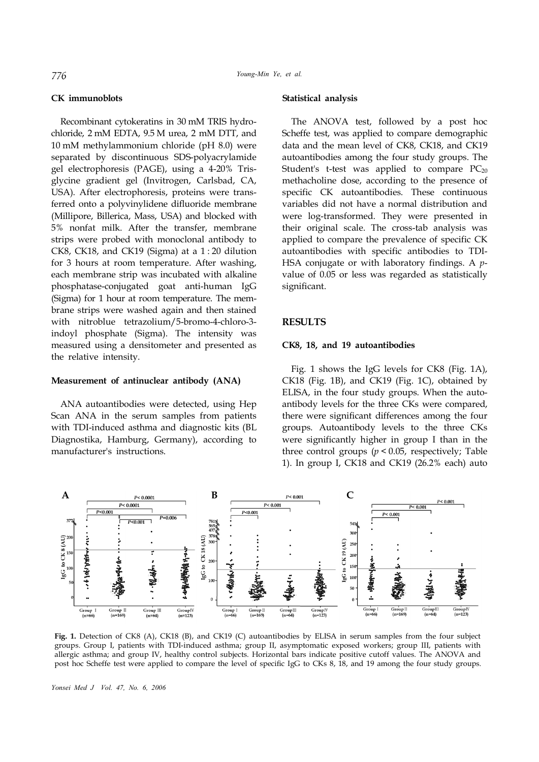### CK immunoblots

Recombinant cytokeratins in 30 mM TRIS hydrochloride, 2 mM EDTA, 9.5 M urea, 2 mM DTT, and 10 mM methylammonium chloride (pH 8.0) were separated by discontinuous SDS-polyacrylamide gel electrophoresis (PAGE), using a 4-20% Tris-glycine gradient gel (Invitrogen, Carlsbad, CA, USA). After electrophoresis, proteins were transferred onto a polyvinylidene difluoride membrane (Millipore, Billerica, Mass, USA) and blocked with 5% nonfat milk. After the transfer, membrane strips were probed with monoclonal antibody to CK8, CK18, and CK19 (Sigma) at a 1 : 20 dilution for 3 hours at room temperature. After washing, each membrane strip was incubated with alkaline phosphatase-conjugated goat anti-human IgG (Sigma) for 1 hour at room temperature. The membrane strips were washed again and then stained with nitroblue tetrazolium/5-bromo-4-chloro-3-indoyl phosphate (Sigma). The intensity was measured using a densitometer and presented as the relative intensity.

### Measurement of antinuclear antibody (ANA)

ANA autoantibodies were detected, using Hep Scan ANA in the serum samples from patients with TDI-induced asthma and diagnostic kits (BL Diagnostika, Hamburg, Germany), according to manufacturer's instructions.

### Statistical analysis

The ANOVA test, followed by a post hoc Scheffe test, was applied to compare demographic data and the mean level of CK8, CK18, and CK19 autoantibodies among the four study groups. The Student's t-test was applied to compare $PC_{20}$ methacholine dose, according to the presence of specific CK autoantibodies. These continuous variables did not have a normal distribution and were log-transformed. They were presented in their original scale. The cross-tab analysis was applied to compare the prevalence of specific CK autoantibodies with specific antibodies to TDI-HSA conjugate or with laboratory findings. A *p*-value of 0.05 or less was regarded as statistically significant.

## RESULTS

### CK8, 18, and 19 autoantibodies

Fig. 1 shows the IgG levels for CK8 (Fig. 1A), CK18 (Fig. 1B), and CK19 (Fig. 1C), obtained by ELISA, in the four study groups. When the autoantibody levels for the three CKs were compared, there were significant differences among the four groups. Autoantibody levels to the three CKs were significantly higher in group I than in the three control groups ($p < 0.05$, respectively; Table 1). In group I, CK18 and CK19 (26.2% each) auto

**Fig. 1.** Detection of CK8 (A), CK18 (B), and CK19 (C) autoantibodies by ELISA in serum samples from the four subject groups. Group I, patients with TDI-induced asthma; group II, asymptomatic exposed workers; group III, patients with allergic asthma; and group IV, healthy control subjects. Horizontal bars indicate positive cutoff values. The ANOVA and post hoc Scheffe test were applied to compare the level of specific IgG to CKs 8, 18, and 19 among the four study groups.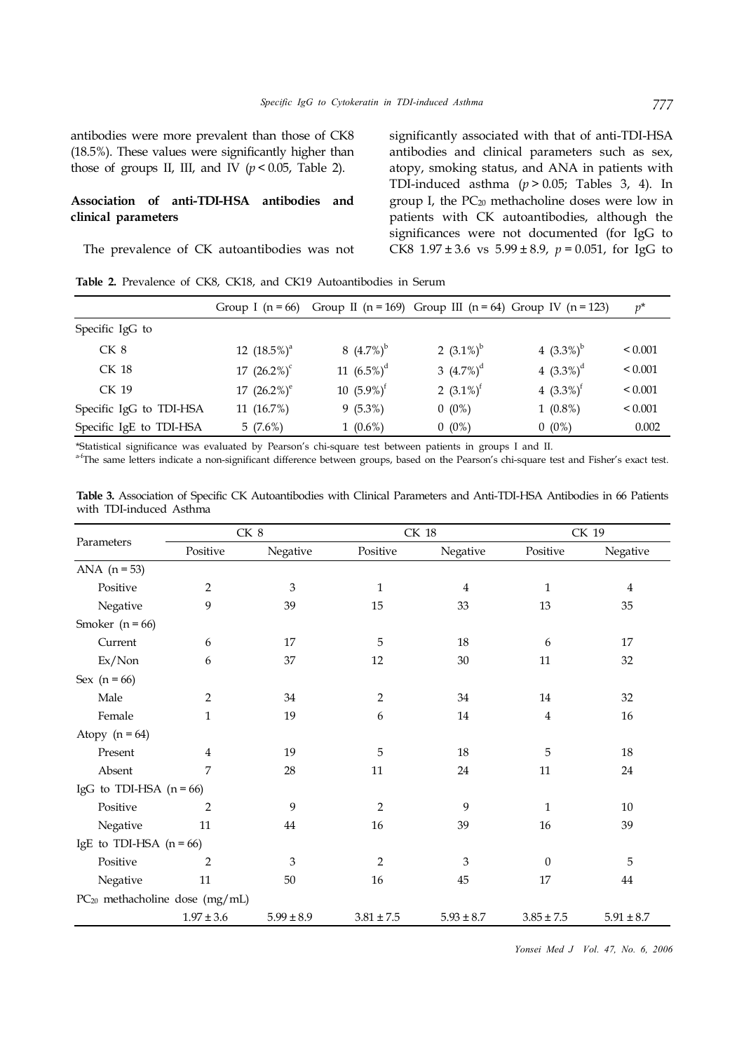antibodies were more prevalent than those of CK8 (18.5%). These values were significantly higher than those of groups II, III, and IV ($p < 0.05$, Table 2).

### Association of anti-TDI-HSA antibodies and clinical parameters

The prevalence of CK autoantibodies was not significantly associated with that of anti-TDI-HSA antibodies and clinical parameters such as sex, atopy, smoking status, and ANA in patients with TDI-induced asthma ($p > 0.05$; Tables 3, 4). In group I, the $PC_{20}$ methacholine doses were low in patients with CK autoantibodies, although the significances were not documented (for IgG to CK8 $1.97 \pm 3.6$ vs $5.99 \pm 8.9$, $p = 0.051$, for IgG to

**Table 2.** Prevalence of CK8, CK18, and CK19 Autoantibodies in Serum

| | Group I (n = 66) | Group II (n = 169) | Group III (n = 64) | Group IV (n = 123) | $p$* |
|---|---|---|---|---|---|
| Specific IgG to | | | | | |
| CK 8 | 12 (18.5%)[a] | 8 (4.7%)[b] | 2 (3.1%)[b] | 4 (3.3%)[b] | < 0.001 |
| CK 18 | 17 (26.2%)[c] | 11 (6.5%)[d] | 3 (4.7%)[d] | 4 (3.3%)[d] | < 0.001 |
| CK 19 | 17 (26.2%)[e] | 10 (5.9%)[f] | 2 (3.1%)[f] | 4 (3.3%)[f] | < 0.001 |
| Specific IgG to TDI-HSA | 11 (16.7%) | 9 (5.3%) | 0 (0%) | 1 (0.8%) | < 0.001 |
| Specific IgE to TDI-HSA | 5 (7.6%) | 1 (0.6%) | 0 (0%) | 0 (0%) | 0.002 |

*Statistical significance was evaluated by Pearson's chi-square test between patients in groups I and II.

[a-f]The same letters indicate a non-significant difference between groups, based on the Pearson's chi-square test and Fisher's exact test.

**Table 3.** Association of Specific CK Autoantibodies with Clinical Parameters and Anti-TDI-HSA Antibodies in 66 Patients with TDI-induced Asthma

| Parameters | CK 8 | | CK 18 | | CK 19 | |
|---|---|---|---|---|---|---|
| | Positive | Negative | Positive | Negative | Positive | Negative |
| ANA (n = 53) | | | | | | |
| Positive | 2 | 3 | 1 | 4 | 1 | 4 |
| Negative | 9 | 39 | 15 | 33 | 13 | 35 |
| Smoker (n = 66) | | | | | | |
| Current | 6 | 17 | 5 | 18 | 6 | 17 |
| Ex/Non | 6 | 37 | 12 | 30 | 11 | 32 |
| Sex (n = 66) | | | | | | |
| Male | 2 | 34 | 2 | 34 | 14 | 32 |
| Female | 1 | 19 | 6 | 14 | 4 | 16 |
| Atopy (n = 64) | | | | | | |
| Present | 4 | 19 | 5 | 18 | 5 | 18 |
| Absent | 7 | 28 | 11 | 24 | 11 | 24 |
| IgG to TDI-HSA (n = 66) | | | | | | |
| Positive | 2 | 9 | 2 | 9 | 1 | 10 |
| Negative | 11 | 44 | 16 | 39 | 16 | 39 |
| IgE to TDI-HSA (n = 66) | | | | | | |
| Positive | 2 | 3 | 2 | 3 | 0 | 5 |
| Negative | 11 | 50 | 16 | 45 | 17 | 44 |
| $PC_{20}$ methacholine dose (mg/mL) | | | | | | |
| | $1.97 \pm 3.6$ | $5.99 \pm 8.9$ | $3.81 \pm 7.5$ | $5.93 \pm 8.7$ | $3.85 \pm 7.5$ | $5.91 \pm 8.7$ |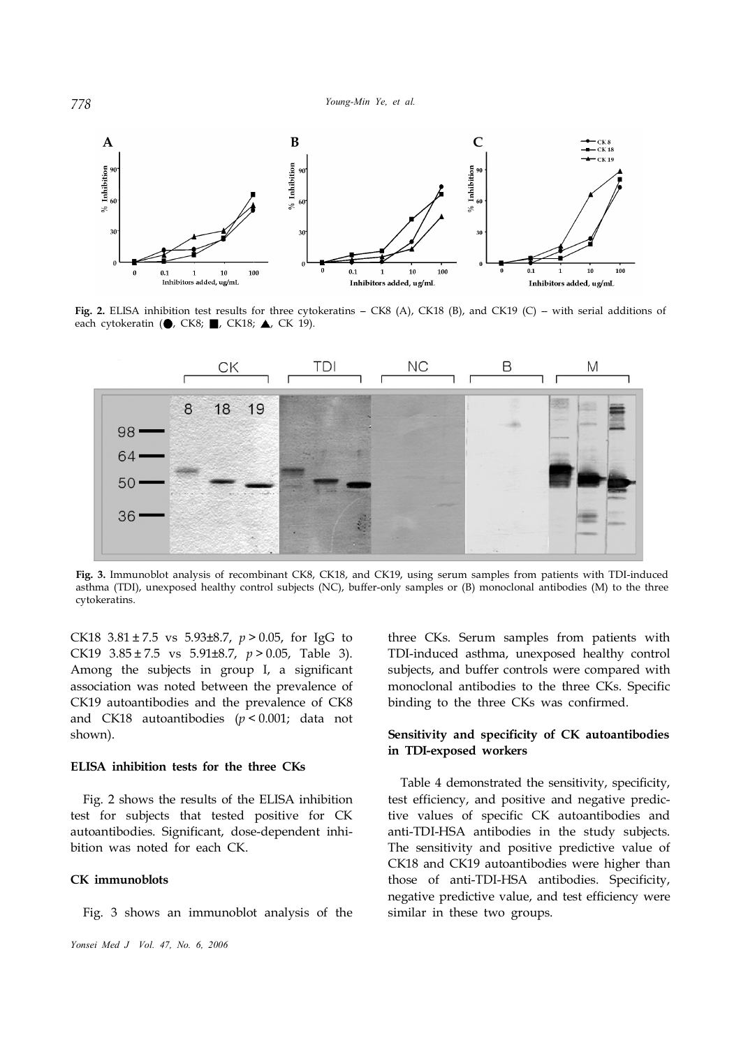Fig. 2. ELISA inhibition test results for three cytokeratins – CK8 (A), CK18 (B), and CK19 (C) – with serial additions of each cytokeratin (●, CK8; ■, CK18; ▲, CK 19).

Fig. 3. Immunoblot analysis of recombinant CK8, CK18, and CK19, using serum samples from patients with TDI-induced asthma (TDI), unexposed healthy control subjects (NC), buffer-only samples or (B) monoclonal antibodies (M) to the three cytokeratins.

CK18 3.81 ± 7.5 vs 5.93±8.7, $p > 0.05$, for IgG to CK19 3.85 ± 7.5 vs 5.91±8.7, $p > 0.05$, Table 3). Among the subjects in group I, a significant association was noted between the prevalence of CK19 autoantibodies and the prevalence of CK8 and CK18 autoantibodies ($p < 0.001$; data not shown).

### ELISA inhibition tests for the three CKs

Fig. 2 shows the results of the ELISA inhibition test for subjects that tested positive for CK autoantibodies. Significant, dose-dependent inhibition was noted for each CK.

### CK immunoblots

Fig. 3 shows an immunoblot analysis of the three CKs. Serum samples from patients with TDI-induced asthma, unexposed healthy control subjects, and buffer controls were compared with monoclonal antibodies to the three CKs. Specific binding to the three CKs was confirmed.

### Sensitivity and specificity of CK autoantibodies in TDI-exposed workers

Table 4 demonstrated the sensitivity, specificity, test efficiency, and positive and negative predictive values of specific CK autoantibodies and anti-TDI-HSA antibodies in the study subjects. The sensitivity and positive predictive value of CK18 and CK19 autoantibodies were higher than those of anti-TDI-HSA antibodies. Specificity, negative predictive value, and test efficiency were similar in these two groups.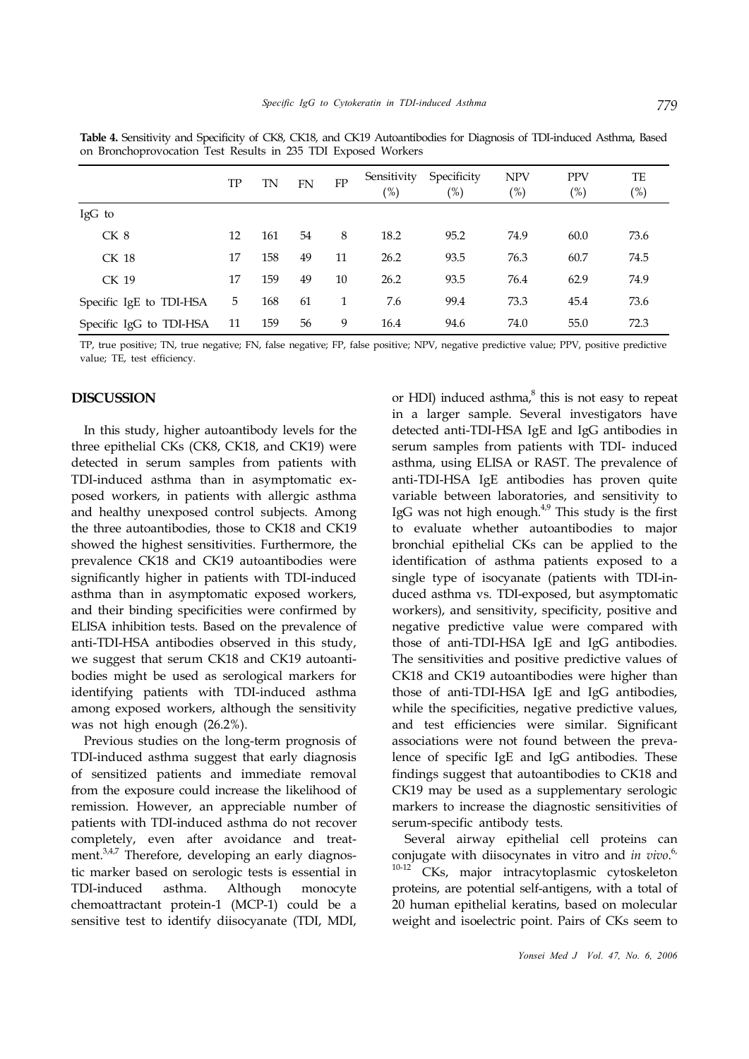**Table 4.** Sensitivity and Specificity of CK8, CK18, and CK19 Autoantibodies for Diagnosis of TDI-induced Asthma, Based on Bronchoprovocation Test Results in 235 TDI Exposed Workers

| | TP | TN | FN | FP | Sensitivity (%) | Specificity (%) | NPV (%) | PPV (%) | TE (%) |
|---|---|---|---|---|---|---|---|---|---|
| IgG to | | | | | | | | | |
| CK 8 | 12 | 161 | 54 | 8 | 18.2 | 95.2 | 74.9 | 60.0 | 73.6 |
| CK 18 | 17 | 158 | 49 | 11 | 26.2 | 93.5 | 76.3 | 60.7 | 74.5 |
| CK 19 | 17 | 159 | 49 | 10 | 26.2 | 93.5 | 76.4 | 62.9 | 74.9 |
| Specific IgE to TDI-HSA | 5 | 168 | 61 | 1 | 7.6 | 99.4 | 73.3 | 45.4 | 73.6 |
| Specific IgG to TDI-HSA | 11 | 159 | 56 | 9 | 16.4 | 94.6 | 74.0 | 55.0 | 72.3 |

TP, true positive; TN, true negative; FN, false negative; FP, false positive; NPV, negative predictive value; PPV, positive predictive value; TE, test efficiency.

## DISCUSSION

In this study, higher autoantibody levels for the three epithelial CKs (CK8, CK18, and CK19) were detected in serum samples from patients with TDI-induced asthma than in asymptomatic exposed workers, in patients with allergic asthma and healthy unexposed control subjects. Among the three autoantibodies, those to CK18 and CK19 showed the highest sensitivities. Furthermore, the prevalence CK18 and CK19 autoantibodies were significantly higher in patients with TDI-induced asthma than in asymptomatic exposed workers, and their binding specificities were confirmed by ELISA inhibition tests. Based on the prevalence of anti-TDI-HSA antibodies observed in this study, we suggest that serum CK18 and CK19 autoantibodies might be used as serological markers for identifying patients with TDI-induced asthma among exposed workers, although the sensitivity was not high enough (26.2%).

Previous studies on the long-term prognosis of TDI-induced asthma suggest that early diagnosis of sensitized patients and immediate removal from the exposure could increase the likelihood of remission. However, an appreciable number of patients with TDI-induced asthma do not recover completely, even after avoidance and treatment.[3,4,7] Therefore, developing an early diagnostic marker based on serologic tests is essential in TDI-induced asthma. Although monocyte chemoattractant protein-1 (MCP-1) could be a sensitive test to identify diisocyanate (TDI, MDI, or HDI) induced asthma,[8] this is not easy to repeat in a larger sample. Several investigators have detected anti-TDI-HSA IgE and IgG antibodies in serum samples from patients with TDI- induced asthma, using ELISA or RAST. The prevalence of anti-TDI-HSA IgE antibodies has proven quite variable between laboratories, and sensitivity to IgG was not high enough.[4,9] This study is the first to evaluate whether autoantibodies to major bronchial epithelial CKs can be applied to the identification of asthma patients exposed to a single type of isocyanate (patients with TDI-induced asthma vs. TDI-exposed, but asymptomatic workers), and sensitivity, specificity, positive and negative predictive value were compared with those of anti-TDI-HSA IgE and IgG antibodies. The sensitivities and positive predictive values of CK18 and CK19 autoantibodies were higher than those of anti-TDI-HSA IgE and IgG antibodies, while the specificities, negative predictive values, and test efficiencies were similar. Significant associations were not found between the prevalence of specific IgE and IgG antibodies. These findings suggest that autoantibodies to CK18 and CK19 may be used as a supplementary serologic markers to increase the diagnostic sensitivities of serum-specific antibody tests.

Several airway epithelial cell proteins can conjugate with diisocynates in vitro and *in vivo*.[6,10-12] CKs, major intracytoplasmic cytoskeleton proteins, are potential self-antigens, with a total of 20 human epithelial keratins, based on molecular weight and isoelectric point. Pairs of CKs seem to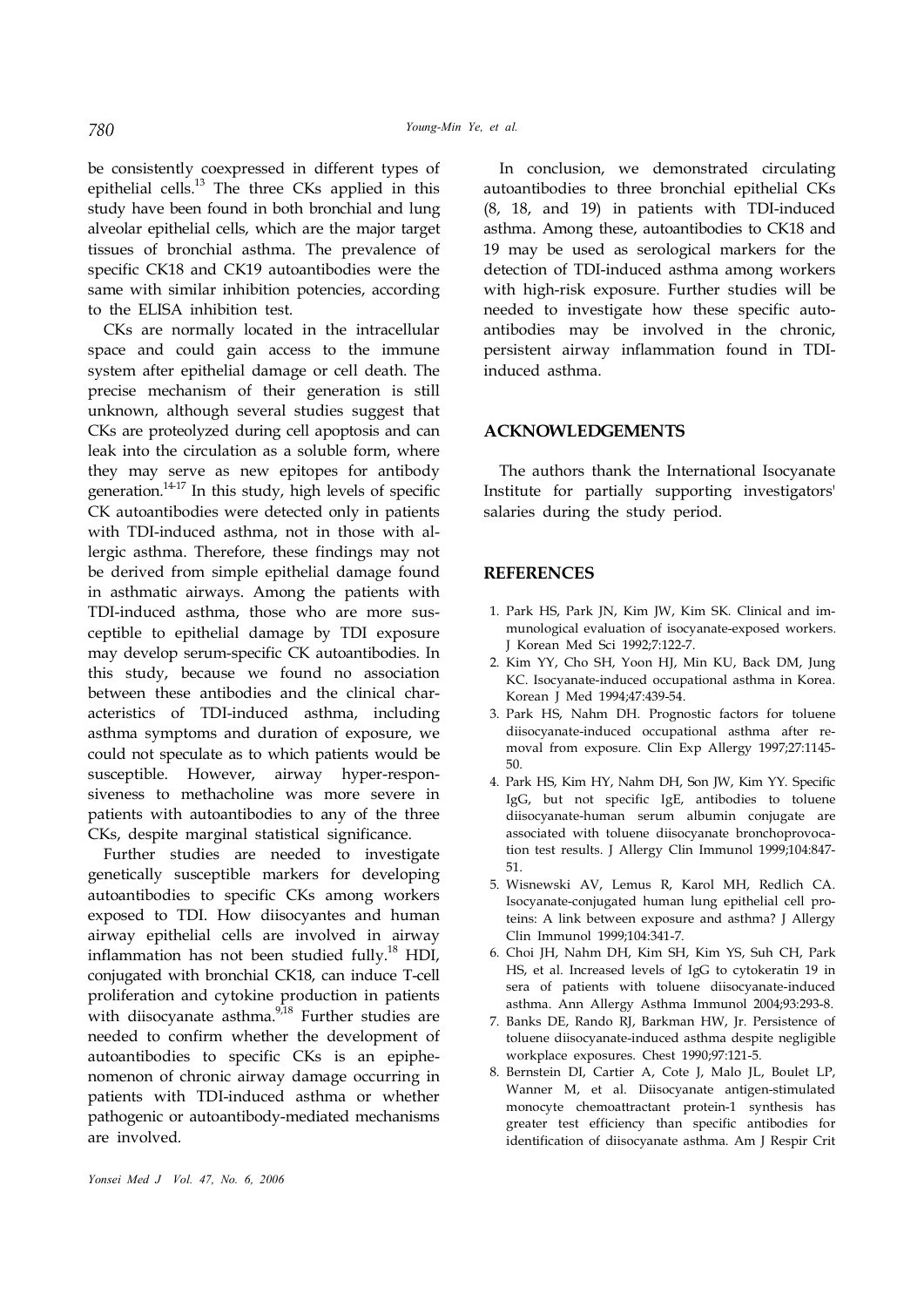be consistently coexpressed in different types of epithelial cells.[13] The three CKs applied in this study have been found in both bronchial and lung alveolar epithelial cells, which are the major target tissues of bronchial asthma. The prevalence of specific CK18 and CK19 autoantibodies were the same with similar inhibition potencies, according to the ELISA inhibition test.

CKs are normally located in the intracellular space and could gain access to the immune system after epithelial damage or cell death. The precise mechanism of their generation is still unknown, although several studies suggest that CKs are proteolyzed during cell apoptosis and can leak into the circulation as a soluble form, where they may serve as new epitopes for antibody generation.[14-17] In this study, high levels of specific CK autoantibodies were detected only in patients with TDI-induced asthma, not in those with allergic asthma. Therefore, these findings may not be derived from simple epithelial damage found in asthmatic airways. Among the patients with TDI-induced asthma, those who are more susceptible to epithelial damage by TDI exposure may develop serum-specific CK autoantibodies. In this study, because we found no association between these antibodies and the clinical characteristics of TDI-induced asthma, including asthma symptoms and duration of exposure, we could not speculate as to which patients would be susceptible. However, airway hyper-responsiveness to methacholine was more severe in patients with autoantibodies to any of the three CKs, despite marginal statistical significance.

Further studies are needed to investigate genetically susceptible markers for developing autoantibodies to specific CKs among workers exposed to TDI. How diisocyantes and human airway epithelial cells are involved in airway inflammation has not been studied fully.[18] HDI, conjugated with bronchial CK18, can induce T-cell proliferation and cytokine production in patients with diisocyanate asthma.[9,18] Further studies are needed to confirm whether the development of autoantibodies to specific CKs is an epiphenomenon of chronic airway damage occurring in patients with TDI-induced asthma or whether pathogenic or autoantibody-mediated mechanisms are involved.

In conclusion, we demonstrated circulating autoantibodies to three bronchial epithelial CKs (8, 18, and 19) in patients with TDI-induced asthma. Among these, autoantibodies to CK18 and 19 may be used as serological markers for the detection of TDI-induced asthma among workers with high-risk exposure. Further studies will be needed to investigate how these specific autoantibodies may be involved in the chronic, persistent airway inflammation found in TDI-induced asthma.

## ACKNOWLEDGEMENTS

The authors thank the International Isocyanate Institute for partially supporting investigators' salaries during the study period.

## REFERENCES

1. Park HS, Park JN, Kim JW, Kim SK. Clinical and immunological evaluation of isocyanate-exposed workers. J Korean Med Sci 1992;7:122-7.
2. Kim YY, Cho SH, Yoon HJ, Min KU, Back DM, Jung KC. Isocyanate-induced occupational asthma in Korea. Korean J Med 1994;47:439-54.
3. Park HS, Nahm DH. Prognostic factors for toluene diisocyanate-induced occupational asthma after removal from exposure. Clin Exp Allergy 1997;27:1145-50.
4. Park HS, Kim HY, Nahm DH, Son JW, Kim YY. Specific IgG, but not specific IgE, antibodies to toluene diisocyanate-human serum albumin conjugate are associated with toluene diisocyanate bronchoprovocation test results. J Allergy Clin Immunol 1999;104:847-51.
5. Wisnewski AV, Lemus R, Karol MH, Redlich CA. Isocyanate-conjugated human lung epithelial cell proteins: A link between exposure and asthma? J Allergy Clin Immunol 1999;104:341-7.
6. Choi JH, Nahm DH, Kim SH, Kim YS, Suh CH, Park HS, et al. Increased levels of IgG to cytokeratin 19 in sera of patients with toluene diisocyanate-induced asthma. Ann Allergy Asthma Immunol 2004;93:293-8.
7. Banks DE, Rando RJ, Barkman HW, Jr. Persistence of toluene diisocyanate-induced asthma despite negligible workplace exposures. Chest 1990;97:121-5.
8. Bernstein DI, Cartier A, Cote J, Malo JL, Boulet LP, Wanner M, et al. Diisocyanate antigen-stimulated monocyte chemoattractant protein-1 synthesis has greater test efficiency than specific antibodies for identification of diisocyanate asthma. Am J Respir Crit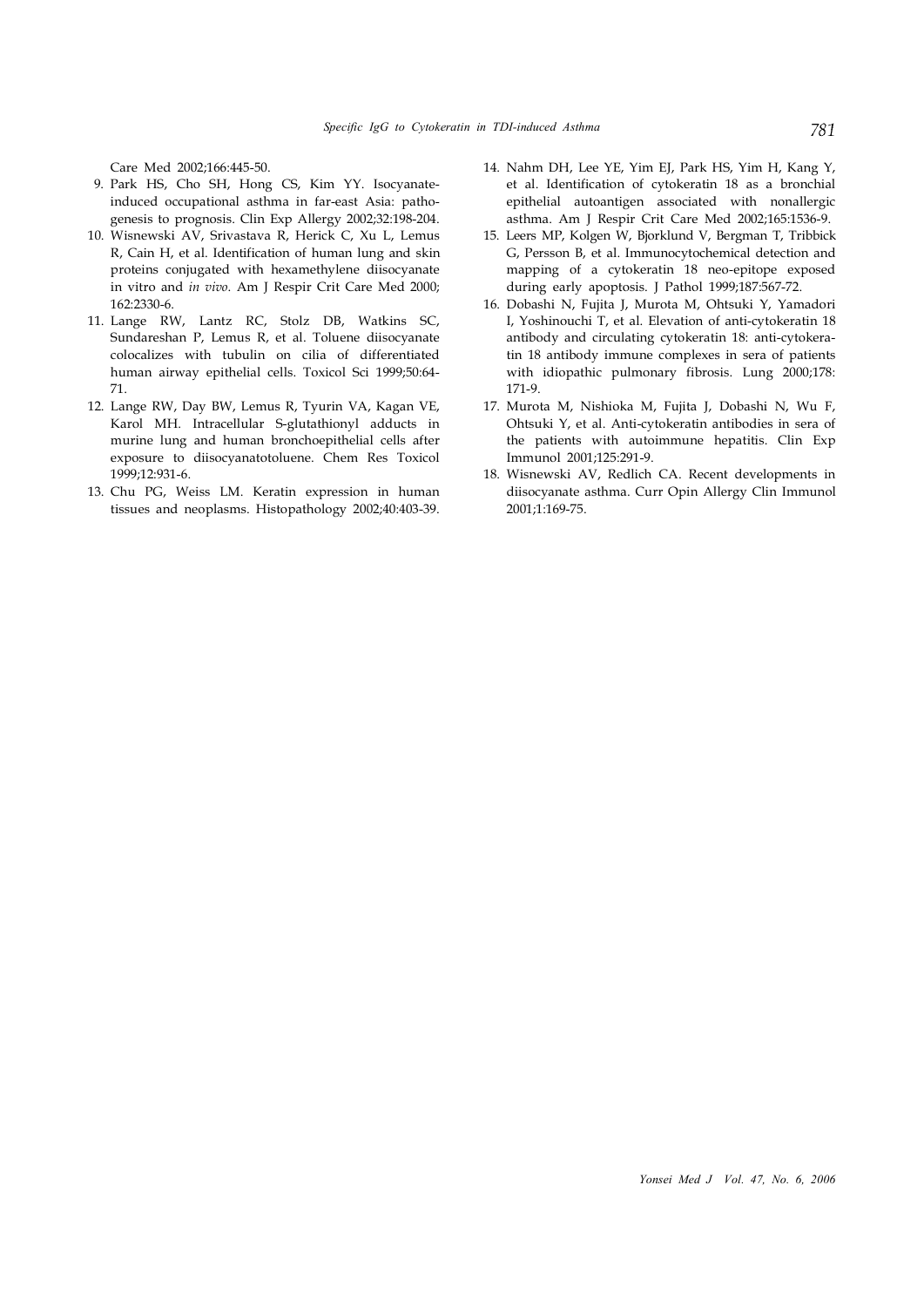Care Med 2002;166:445-50.

9. Park HS, Cho SH, Hong CS, Kim YY. Isocyanate-induced occupational asthma in far-east Asia: pathogenesis to prognosis. Clin Exp Allergy 2002;32:198-204.
10. Wisnewski AV, Srivastava R, Herick C, Xu L, Lemus R, Cain H, et al. Identification of human lung and skin proteins conjugated with hexamethylene diisocyanate in vitro and *in vivo*. Am J Respir Crit Care Med 2000; 162:2330-6.
11. Lange RW, Lantz RC, Stolz DB, Watkins SC, Sundareshan P, Lemus R, et al. Toluene diisocyanate colocalizes with tubulin on cilia of differentiated human airway epithelial cells. Toxicol Sci 1999;50:64-71.
12. Lange RW, Day BW, Lemus R, Tyurin VA, Kagan VE, Karol MH. Intracellular S-glutathionyl adducts in murine lung and human bronchoepithelial cells after exposure to diisocyanatotoluene. Chem Res Toxicol 1999;12:931-6.
13. Chu PG, Weiss LM. Keratin expression in human tissues and neoplasms. Histopathology 2002;40:403-39.
14. Nahm DH, Lee YE, Yim EJ, Park HS, Yim H, Kang Y, et al. Identification of cytokeratin 18 as a bronchial epithelial autoantigen associated with nonallergic asthma. Am J Respir Crit Care Med 2002;165:1536-9.
15. Leers MP, Kolgen W, Bjorklund V, Bergman T, Tribbick G, Persson B, et al. Immunocytochemical detection and mapping of a cytokeratin 18 neo-epitope exposed during early apoptosis. J Pathol 1999;187:567-72.
16. Dobashi N, Fujita J, Murota M, Ohtsuki Y, Yamadori I, Yoshinouchi T, et al. Elevation of anti-cytokeratin 18 antibody and circulating cytokeratin 18: anti-cytokeratin 18 antibody immune complexes in sera of patients with idiopathic pulmonary fibrosis. Lung 2000;178: 171-9.
17. Murota M, Nishioka M, Fujita J, Dobashi N, Wu F, Ohtsuki Y, et al. Anti-cytokeratin antibodies in sera of the patients with autoimmune hepatitis. Clin Exp Immunol 2001;125:291-9.
18. Wisnewski AV, Redlich CA. Recent developments in diisocyanate asthma. Curr Opin Allergy Clin Immunol 2001;1:169-75.